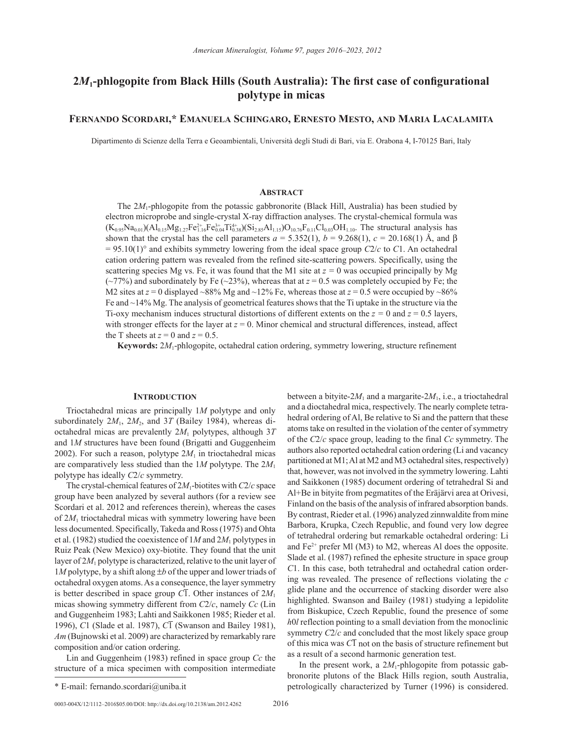# $2M_1$-phlogopite from Black Hills (South Australia): The first case of configurational polytype in micas

**Fernando Scordari,* Emanuela Schingaro, Ernesto Mesto, and Maria Lacalamita**

Dipartimento di Scienze della Terra e Geoambientali, Università degli Studi di Bari, via E. Orabona 4, I-70125 Bari, Italy

## Abstract

The $2M_1$-phlogopite from the potassic gabbronorite (Black Hill, Australia) has been studied by electron microprobe and single-crystal X-ray diffraction analyses. The crystal-chemical formula was $(K_{0.95}Na_{0.01})(Al_{0.15}Mg_{1.27}Fe^{2+}_{1.16}Fe^{3+}_{0.04}Ti^{4+}_{0.38})(Si_{2.85}Al_{1.15})O_{10.76}F_{0.11}Cl_{0.03}OH_{1.10}$. The structural analysis has shown that the crystal has the cell parameters *a* = 5.352(1), *b* = 9.268(1), *c* = 20.168(1) Å, and β = 95.10(1)° and exhibits symmetry lowering from the ideal space group *C*2/*c* to *C*1. An octahedral cation ordering pattern was revealed from the refined site-scattering powers. Specifically, using the scattering species Mg vs. Fe, it was found that the M1 site at *z* = 0 was occupied principally by Mg (~77%) and subordinately by Fe (~23%), whereas that at *z* = 0.5 was completely occupied by Fe; the M2 sites at *z* = 0 displayed ~88% Mg and ~12% Fe, whereas those at *z* = 0.5 were occupied by ~86% Fe and ~14% Mg. The analysis of geometrical features shows that the Ti uptake in the structure via the Ti-oxy mechanism induces structural distortions of different extents on the *z* = 0 and *z* = 0.5 layers, with stronger effects for the layer at *z* = 0. Minor chemical and structural differences, instead, affect the T sheets at *z* = 0 and *z* = 0.5.

**Keywords:** $2M_1$-phlogopite, octahedral cation ordering, symmetry lowering, structure refinement

## Introduction

Trioctahedral micas are principally 1*M* polytype and only subordinately $2M_1$, $2M_2$, and 3*T* (Bailey 1984), whereas dioctahedral micas are prevalently $2M_1$ polytypes, although 3*T* and 1*M* structures have been found (Brigatti and Guggenheim 2002). For such a reason, polytype $2M_1$ in trioctahedral micas are comparatively less studied than the 1*M* polytype. The $2M_1$ polytype has ideally *C*2/*c* symmetry.

The crystal-chemical features of $2M_1$-biotites with *C*2/*c* space group have been analyzed by several authors (for a review see Scordari et al. 2012 and references therein), whereas the cases of $2M_1$ trioctahedral micas with symmetry lowering have been less documented. Specifically, Takeda and Ross (1975) and Ohta et al. (1982) studied the coexistence of 1*M* and $2M_1$ polytypes in Ruiz Peak (New Mexico) oxy-biotite. They found that the unit layer of $2M_1$ polytype is characterized, relative to the unit layer of 1*M* polytype, by a shift along ±*b* of the upper and lower triads of octahedral oxygen atoms. As a consequence, the layer symmetry is better described in space group $C\overline{1}$. Other instances of $2M_1$ micas showing symmetry different from *C*2/*c*, namely *Cc* (Lin and Guggenheim 1983; Lahti and Saikkonen 1985; Rieder et al. 1996), *C*1 (Slade et al. 1987), $C\overline{1}$ (Swanson and Bailey 1981), *Am* (Bujnowski et al. 2009) are characterized by remarkably rare composition and/or cation ordering.

Lin and Guggenheim (1983) refined in space group *Cc* the structure of a mica specimen with composition intermediate between a bityite-$2M_1$ and a margarite-$2M_1$, i.e., a trioctahedral and a dioctahedral mica, respectively. The nearly complete tetrahedral ordering of Al, Be relative to Si and the pattern that these atoms take on resulted in the violation of the center of symmetry of the *C*2/*c* space group, leading to the final *Cc* symmetry. The authors also reported octahedral cation ordering (Li and vacancy partitioned at M1; Al at M2 and M3 octahedral sites, respectively) that, however, was not involved in the symmetry lowering. Lahti and Saikkonen (1985) document ordering of tetrahedral Si and Al+Be in bityite from pegmatites of the Eräjärvi area at Orivesi, Finland on the basis of the analysis of infrared absorption bands. By contrast, Rieder et al. (1996) analyzed zinnwaldite from mine Barbora, Krupka, Czech Republic, and found very low degree of tetrahedral ordering but remarkable octahedral ordering: Li and $Fe^{2+}$ prefer Ml (M3) to M2, whereas Al does the opposite. Slade et al. (1987) refined the ephesite structure in space group *C*1. In this case, both tetrahedral and octahedral cation ordering was revealed. The presence of reflections violating the *c* glide plane and the occurrence of stacking disorder were also highlighted. Swanson and Bailey (1981) studying a lepidolite from Biskupice, Czech Republic, found the presence of some *h*0*l* reflection pointing to a small deviation from the monoclinic symmetry *C*2/*c* and concluded that the most likely space group of this mica was $C\overline{1}$ not on the basis of structure refinement but as a result of a second harmonic generation test.

In the present work, a $2M_1$-phlogopite from potassic gabbronorite plutons of the Black Hills region, south Australia, petrologically characterized by Turner (1996) is considered.

\* E-mail: fernando.scordari@uniba.it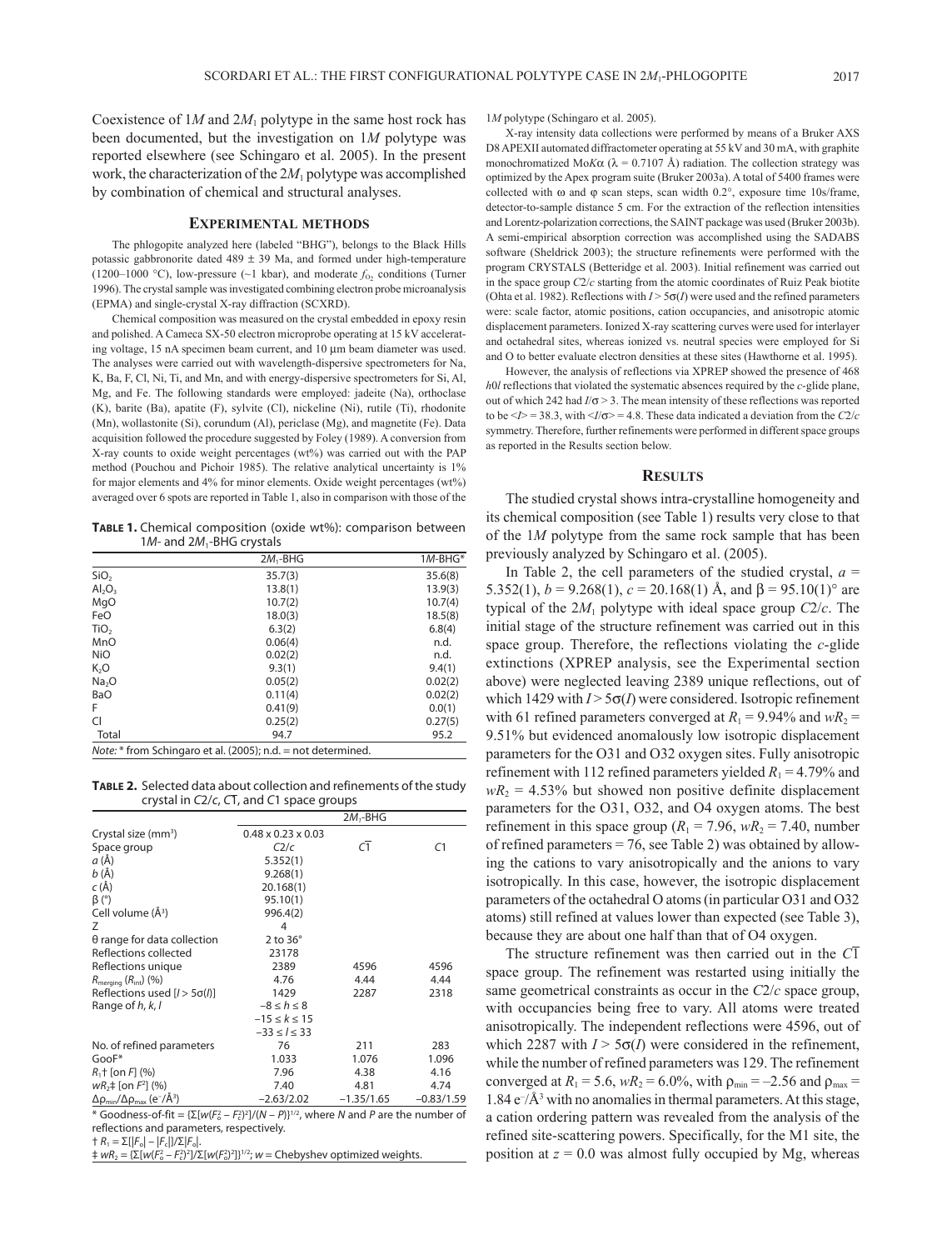Coexistence of 1*M* and 2$M_1$ polytype in the same host rock has been documented, but the investigation on 1*M* polytype was reported elsewhere (see Schingaro et al. 2005). In the present work, the characterization of the 2$M_1$ polytype was accomplished by combination of chemical and structural analyses.

## Experimental methods

The phlogopite analyzed here (labeled "BHG"), belongs to the Black Hills potassic gabbronorite dated 489 ± 39 Ma, and formed under high-temperature (1200–1000 °C), low-pressure (~1 kbar), and moderate $f_{O_2}$ conditions (Turner 1996). The crystal sample was investigated combining electron probe microanalysis (EPMA) and single-crystal X-ray diffraction (SCXRD).

Chemical composition was measured on the crystal embedded in epoxy resin and polished. A Cameca SX-50 electron microprobe operating at 15 kV accelerating voltage, 15 nA specimen beam current, and 10 µm beam diameter was used. The analyses were carried out with wavelength-dispersive spectrometers for Na, K, Ba, F, Cl, Ni, Ti, and Mn, and with energy-dispersive spectrometers for Si, Al, Mg, and Fe. The following standards were employed: jadeite (Na), orthoclase (K), barite (Ba), apatite (F), sylvite (Cl), nickeline (Ni), rutile (Ti), rhodonite (Mn), wollastonite (Si), corundum (Al), periclase (Mg), and magnetite (Fe). Data acquisition followed the procedure suggested by Foley (1989). A conversion from X-ray counts to oxide weight percentages (wt%) was carried out with the PAP method (Pouchou and Pichoir 1985). The relative analytical uncertainty is 1% for major elements and 4% for minor elements. Oxide weight percentages (wt%) averaged over 6 spots are reported in Table 1, also in comparison with those of the 1*M* polytype (Schingaro et al. 2005).

**Table 1.** Chemical composition (oxide wt%): comparison between 1*M*- and 2$M_1$-BHG crystals

| | 2$M_1$-BHG | 1*M*-BHG* |
|---|---|---|
| $SiO_2$ | 35.7(3) | 35.6(8) |
| $Al_2O_3$ | 13.8(1) | 13.9(3) |
| MgO | 10.7(2) | 10.7(4) |
| FeO | 18.0(3) | 18.5(8) |
| $TiO_2$ | 6.3(2) | 6.8(4) |
| MnO | 0.06(4) | n.d. |
| NiO | 0.02(2) | n.d. |
| $K_2O$ | 9.3(1) | 9.4(1) |
| $Na_2O$ | 0.05(2) | 0.02(2) |
| BaO | 0.11(4) | 0.02(2) |
| F | 0.41(9) | 0.0(1) |
| Cl | 0.25(2) | 0.27(5) |
| Total | 94.7 | 95.2 |

*Note:* * from Schingaro et al. (2005); n.d. = not determined.

X-ray intensity data collections were performed by means of a Bruker AXS D8 APEXII automated diffractometer operating at 55 kV and 30 mA, with graphite monochromatized Mo*K*α (λ = 0.7107 Å) radiation. The collection strategy was optimized by the Apex program suite (Bruker 2003a). A total of 5400 frames were collected with ω and φ scan steps, scan width 0.2°, exposure time 10s/frame, detector-to-sample distance 5 cm. For the extraction of the reflection intensities and Lorentz-polarization corrections, the SAINT package was used (Bruker 2003b). A semi-empirical absorption correction was accomplished using the SADABS software (Sheldrick 2003); the structure refinements were performed with the program CRYSTALS (Betteridge et al. 2003). Initial refinement was carried out in the space group *C*2/*c* starting from the atomic coordinates of Ruiz Peak biotite (Ohta et al. 1982). Reflections with $I > 5\sigma(I)$ were used and the refined parameters were: scale factor, atomic positions, cation occupancies, and anisotropic atomic displacement parameters. Ionized X-ray scattering curves were used for interlayer and octahedral sites, whereas ionized vs. neutral species were employed for Si and O to better evaluate electron densities at these sites (Hawthorne et al. 1995).

However, the analysis of reflections via XPREP showed the presence of 468 *h*0*l* reflections that violated the systematic absences required by the *c*-glide plane, out of which 242 had $I/\sigma > 3$. The mean intensity of these reflections was reported to be $\langle I \rangle = 38.3$, with $\langle I/\sigma \rangle = 4.8$. These data indicated a deviation from the *C*2/*c* symmetry. Therefore, further refinements were performed in different space groups as reported in the Results section below.

**Table 2.** Selected data about collection and refinements of the study crystal in *C*2/*c*, *C*$\bar{1}$, and *C*1 space groups

| | 2$M_1$-BHG | | |
|---|---|---|---|
| Crystal size (mm³) | 0.48 x 0.23 x 0.03 | | |
| Space group | *C*2/*c* | *C*$\bar{1}$ | *C*1 |
| *a* (Å) | 5.352(1) | | |
| *b* (Å) | 9.268(1) | | |
| *c* (Å) | 20.168(1) | | |
| β (°) | 95.10(1) | | |
| Cell volume (Å³) | 996.4(2) | | |
| Z | 4 | | |
| θ range for data collection | 2 to 36° | | |
| Reflections collected | 23178 | | |
| Reflections unique | 2389 | 4596 | 4596 |
| $R_{merging}$ ($R_{int}$) (%) | 4.76 | 4.44 | 4.44 |
| Reflections used [$I > 5\sigma(I)$] | 1429 | 2287 | 2318 |
| Range of *h*, *k*, *l* | $-8 \le h \le 8$ | | |
| | $-15 \le k \le 15$ | | |
| | $-33 \le l \le 33$ | | |
| No. of refined parameters | 76 | 211 | 283 |
| GooF* | 1.033 | 1.076 | 1.096 |
| $R_1$† [on *F*] (%) | 7.96 | 4.38 | 4.16 |
| $wR_2$‡ [on $F^2$] (%) | 7.40 | 4.81 | 4.74 |
| $\Delta\rho_{min}/\Delta\rho_{max}$ (e⁻/Å³) | −2.63/2.02 | −1.35/1.65 | −0.83/1.59 |

\* Goodness-of-fit = $\{\Sigma[w(F_o^2 - F_c^2)^2]/(N-P)\}^{1/2}$, where *N* and *P* are the number of reflections and parameters, respectively.
† $R_1 = \Sigma[|F_o| - |F_c|]/\Sigma|F_o|$.
‡ $wR_2 = \{\Sigma[w(F_o^2 - F_c^2)^2]/\Sigma[w(F_o^2)^2]\}^{1/2}$; *w* = Chebyshev optimized weights.

## Results

The studied crystal shows intra-crystalline homogeneity and its chemical composition (see Table 1) results very close to that of the 1*M* polytype from the same rock sample that has been previously analyzed by Schingaro et al. (2005).

In Table 2, the cell parameters of the studied crystal, *a* = 5.352(1), *b* = 9.268(1), *c* = 20.168(1) Å, and β = 95.10(1)° are typical of the 2$M_1$ polytype with ideal space group *C*2/*c*. The initial stage of the structure refinement was carried out in this space group. Therefore, the reflections violating the *c*-glide extinctions (XPREP analysis, see the Experimental section above) were neglected leaving 2389 unique reflections, out of which 1429 with $I > 5\sigma(I)$ were considered. Isotropic refinement with 61 refined parameters converged at $R_1$ = 9.94% and $wR_2$ = 9.51% but evidenced anomalously low isotropic displacement parameters for the O31 and O32 oxygen sites. Fully anisotropic refinement with 112 refined parameters yielded $R_1$ = 4.79% and $wR_2$ = 4.53% but showed non positive definite displacement parameters for the O31, O32, and O4 oxygen atoms. The best refinement in this space group ($R_1$ = 7.96, $wR_2$ = 7.40, number of refined parameters = 76, see Table 2) was obtained by allowing the cations to vary anisotropically and the anions to vary isotropically. In this case, however, the isotropic displacement parameters of the octahedral O atoms (in particular O31 and O32 atoms) still refined at values lower than expected (see Table 3), because they are about one half than that of O4 oxygen.

The structure refinement was then carried out in the *C*$\bar{1}$ space group. The refinement was restarted using initially the same geometrical constraints as occur in the *C*2/*c* space group, with occupancies being free to vary. All atoms were treated anisotropically. The independent reflections were 4596, out of which 2287 with $I > 5\sigma(I)$ were considered in the refinement, while the number of refined parameters was 129. The refinement converged at $R_1$ = 5.6, $wR_2$ = 6.0%, with $\rho_{min}$ = −2.56 and $\rho_{max}$ = 1.84 e⁻/Å³ with no anomalies in thermal parameters. At this stage, a cation ordering pattern was revealed from the analysis of the refined site-scattering powers. Specifically, for the M1 site, the position at *z* = 0.0 was almost fully occupied by Mg, whereas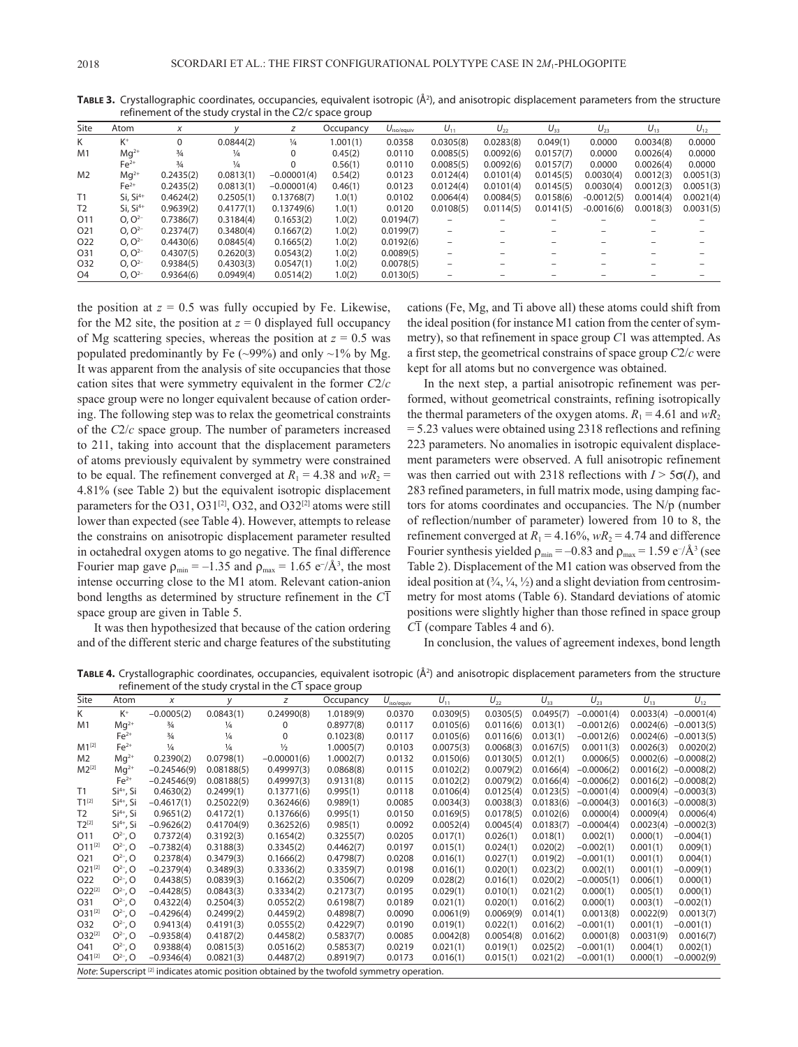**Table 3.** Crystallographic coordinates, occupancies, equivalent isotropic (Å$^2$), and anisotropic displacement parameters from the structure refinement of the study crystal in the $C2/c$ space group

| Site | Atom | $x$ | $y$ | $z$ | Occupancy | $U_{iso/equiv}$ | $U_{11}$ | $U_{22}$ | $U_{33}$ | $U_{23}$ | $U_{13}$ | $U_{12}$ |
|---|---|---|---|---|---|---|---|---|---|---|---|---|
| K | $K^+$ | 0 | 0.0844(2) | ¼ | 1.001(1) | 0.0358 | 0.0305(8) | 0.0283(8) | 0.049(1) | 0.0000 | 0.0034(8) | 0.0000 |
| M1 | $Mg^{2+}$ | ¾ | ¼ | 0 | 0.45(2) | 0.0110 | 0.0085(5) | 0.0092(6) | 0.0157(7) | 0.0000 | 0.0026(4) | 0.0000 |
| | $Fe^{2+}$ | ¾ | ¼ | 0 | 0.56(1) | 0.0110 | 0.0085(5) | 0.0092(6) | 0.0157(7) | 0.0000 | 0.0026(4) | 0.0000 |
| M2 | $Mg^{2+}$ | 0.2435(2) | 0.0813(1) | −0.00001(4) | 0.54(2) | 0.0123 | 0.0124(4) | 0.0101(4) | 0.0145(5) | 0.0030(4) | 0.0012(3) | 0.0051(3) |
| | $Fe^{2+}$ | 0.2435(2) | 0.0813(1) | −0.00001(4) | 0.46(1) | 0.0123 | 0.0124(4) | 0.0101(4) | 0.0145(5) | 0.0030(4) | 0.0012(3) | 0.0051(3) |
| T1 | Si, $Si^{4+}$ | 0.4624(2) | 0.2505(1) | 0.13768(7) | 1.0(1) | 0.0102 | 0.0064(4) | 0.0084(5) | 0.0158(6) | −0.0012(5) | 0.0014(4) | 0.0021(4) |
| T2 | Si, $Si^{4+}$ | 0.9639(2) | 0.4177(1) | 0.13749(6) | 1.0(1) | 0.0120 | 0.0108(5) | 0.0114(5) | 0.0141(5) | −0.0016(6) | 0.0018(3) | 0.0031(5) |
| O11 | O, $O^{2-}$ | 0.7386(7) | 0.3184(4) | 0.1653(2) | 1.0(2) | 0.0194(7) | – | – | – | – | – | – |
| O21 | O, $O^{2-}$ | 0.2374(7) | 0.3480(4) | 0.1667(2) | 1.0(2) | 0.0199(7) | – | – | – | – | – | – |
| O22 | O, $O^{2-}$ | 0.4430(6) | 0.0845(4) | 0.1665(2) | 1.0(2) | 0.0192(6) | – | – | – | – | – | – |
| O31 | O, $O^{2-}$ | 0.4307(5) | 0.2620(3) | 0.0543(2) | 1.0(2) | 0.0089(5) | – | – | – | – | – | – |
| O32 | O, $O^{2-}$ | 0.9384(5) | 0.4303(3) | 0.0547(1) | 1.0(2) | 0.0078(5) | – | – | – | – | – | – |
| O4 | O, $O^{2-}$ | 0.9364(6) | 0.0949(4) | 0.0514(2) | 1.0(2) | 0.0130(5) | – | – | – | – | – | – |

the position at $z = 0.5$ was fully occupied by Fe. Likewise, for the M2 site, the position at $z = 0$ displayed full occupancy of Mg scattering species, whereas the position at $z = 0.5$ was populated predominantly by Fe (~99%) and only ~1% by Mg. It was apparent from the analysis of site occupancies that those cation sites that were symmetry equivalent in the former $C2/c$ space group were no longer equivalent because of cation ordering. The following step was to relax the geometrical constraints of the $C2/c$ space group. The number of parameters increased to 211, taking into account that the displacement parameters of atoms previously equivalent by symmetry were constrained to be equal. The refinement converged at $R_1 = 4.38$ and $wR_2 = 4.81\%$ (see Table 2) but the equivalent isotropic displacement parameters for the O31, O31[2], O32, and O32[2] atoms were still lower than expected (see Table 4). However, attempts to release the constrains on anisotropic displacement parameter resulted in octahedral oxygen atoms to go negative. The final difference Fourier map gave $\rho_{min} = -1.35$ and $\rho_{max} = 1.65$ e$^-$/Å$^3$, the most intense occurring close to the M1 atom. Relevant cation-anion bond lengths as determined by structure refinement in the $C\bar{1}$ space group are given in Table 5.

It was then hypothesized that because of the cation ordering and of the different steric and charge features of the substituting cations (Fe, Mg, and Ti above all) these atoms could shift from the ideal position (for instance M1 cation from the center of symmetry), so that refinement in space group $C1$ was attempted. As a first step, the geometrical constrains of space group $C2/c$ were kept for all atoms but no convergence was obtained.

In the next step, a partial anisotropic refinement was performed, without geometrical constraints, refining isotropically the thermal parameters of the oxygen atoms. $R_1 = 4.61$ and $wR_2 = 5.23$ values were obtained using 2318 reflections and refining 223 parameters. No anomalies in isotropic equivalent displacement parameters were observed. A full anisotropic refinement was then carried out with 2318 reflections with $I > 5\sigma(I)$, and 283 refined parameters, in full matrix mode, using damping factors for atoms coordinates and occupancies. The N/p (number of reflection/number of parameter) lowered from 10 to 8, the refinement converged at $R_1 = 4.16\%$, $wR_2 = 4.74$ and difference Fourier synthesis yielded $\rho_{min} = -0.83$ and $\rho_{max} = 1.59$ e$^-$/Å$^3$ (see Table 2). Displacement of the M1 cation was observed from the ideal position at (¾, ¼, ½) and a slight deviation from centrosimmetry for most atoms (Table 6). Standard deviations of atomic positions were slightly higher than those refined in space group $C\bar{1}$ (compare Tables 4 and 6).

In conclusion, the values of agreement indexes, bond length

**Table 4.** Crystallographic coordinates, occupancies, equivalent isotropic (Å$^2$) and anisotropic displacement parameters from the structure refinement of the study crystal in the $C\bar{1}$ space group

| Site | Atom | $x$ | $y$ | $z$ | Occupancy | $U_{iso/equiv}$ | $U_{11}$ | $U_{22}$ | $U_{33}$ | $U_{23}$ | $U_{13}$ | $U_{12}$ |
|---|---|---|---|---|---|---|---|---|---|---|---|---|
| K | $K^+$ | −0.0005(2) | 0.0843(1) | 0.24990(8) | 1.0189(9) | 0.0370 | 0.0309(5) | 0.0305(5) | 0.0495(7) | −0.0001(4) | 0.0033(4) | −0.0001(4) |
| M1 | $Mg^{2+}$ | ¾ | ¼ | 0 | 0.8977(8) | 0.0117 | 0.0105(6) | 0.0116(6) | 0.013(1) | −0.0012(6) | 0.0024(6) | −0.0013(5) |
| | $Fe^{2+}$ | ¾ | ¼ | 0 | 0.1023(8) | 0.0117 | 0.0105(6) | 0.0116(6) | 0.013(1) | −0.0012(6) | 0.0024(6) | −0.0013(5) |
| M1[2] | $Fe^{2+}$ | ¼ | ¼ | ½ | 1.0005(7) | 0.0103 | 0.0075(3) | 0.0068(3) | 0.0167(5) | 0.0011(3) | 0.0026(3) | 0.0020(2) |
| M2 | $Mg^{2+}$ | 0.2390(2) | 0.0798(1) | −0.00001(6) | 1.0002(7) | 0.0132 | 0.0150(6) | 0.0130(5) | 0.012(1) | 0.0006(5) | 0.0002(6) | −0.0008(2) |
| M2[2] | $Mg^{2+}$ | −0.24546(9) | 0.08188(5) | 0.49997(3) | 0.0868(8) | 0.0115 | 0.0102(2) | 0.0079(2) | 0.0166(4) | −0.0006(2) | 0.0016(2) | −0.0008(2) |
| | $Fe^{2+}$ | −0.24546(9) | 0.08188(5) | 0.49997(3) | 0.9131(8) | 0.0115 | 0.0102(2) | 0.0079(2) | 0.0166(4) | −0.0006(2) | 0.0016(2) | −0.0008(2) |
| T1 | $Si^{4+}$, Si | 0.4630(2) | 0.2499(1) | 0.13771(6) | 0.995(1) | 0.0118 | 0.0106(4) | 0.0125(4) | 0.0123(5) | −0.0001(4) | 0.0009(4) | −0.0003(3) |
| T1[2] | $Si^{4+}$, Si | −0.4617(1) | 0.25022(9) | 0.36246(6) | 0.989(1) | 0.0085 | 0.0034(3) | 0.0038(3) | 0.0183(6) | −0.0004(3) | 0.0016(3) | −0.0008(3) |
| T2 | $Si^{4+}$, Si | 0.9651(2) | 0.4172(1) | 0.13766(6) | 0.995(1) | 0.0150 | 0.0169(5) | 0.0178(5) | 0.0102(6) | 0.0000(4) | 0.0009(4) | 0.0006(4) |
| T2[2] | $Si^{4+}$, Si | −0.9626(2) | 0.41704(9) | 0.36252(6) | 0.985(1) | 0.0092 | 0.0052(4) | 0.0045(4) | 0.0183(7) | −0.0004(4) | 0.0023(4) | −0.0002(3) |
| O11 | $O^{2-}$, O | 0.7372(4) | 0.3192(3) | 0.1654(2) | 0.3255(7) | 0.0205 | 0.017(1) | 0.026(1) | 0.018(1) | 0.002(1) | 0.000(1) | −0.004(1) |
| O11[2] | $O^{2-}$, O | −0.7382(4) | 0.3188(3) | 0.3345(2) | 0.4462(7) | 0.0197 | 0.015(1) | 0.024(1) | 0.020(2) | −0.002(1) | 0.001(1) | 0.009(1) |
| O21 | $O^{2-}$, O | 0.2378(4) | 0.3479(3) | 0.1666(2) | 0.4798(7) | 0.0208 | 0.016(1) | 0.027(1) | 0.019(2) | −0.001(1) | 0.001(1) | 0.004(1) |
| O21[2] | $O^{2-}$, O | −0.2379(4) | 0.3489(3) | 0.3336(2) | 0.3359(7) | 0.0198 | 0.016(1) | 0.020(1) | 0.023(2) | 0.002(1) | 0.001(1) | −0.009(1) |
| O22 | $O^{2-}$, O | 0.4438(5) | 0.0839(3) | 0.1662(2) | 0.3506(7) | 0.0209 | 0.028(2) | 0.016(1) | 0.020(2) | −0.0005(1) | 0.006(1) | 0.000(1) |
| O22[2] | $O^{2-}$, O | −0.4428(5) | 0.0843(3) | 0.3334(2) | 0.2173(7) | 0.0195 | 0.029(1) | 0.010(1) | 0.021(2) | 0.000(1) | 0.005(1) | 0.000(1) |
| O31 | $O^{2-}$, O | 0.4322(4) | 0.2504(3) | 0.0552(2) | 0.6198(7) | 0.0189 | 0.021(1) | 0.020(1) | 0.016(2) | 0.000(1) | 0.003(1) | −0.002(1) |
| O31[2] | $O^{2-}$, O | −0.4296(4) | 0.2499(2) | 0.4459(2) | 0.4898(7) | 0.0090 | 0.0061(9) | 0.0069(9) | 0.014(1) | 0.0013(8) | 0.0022(9) | 0.0013(7) |
| O32 | $O^{2-}$, O | 0.9413(4) | 0.4191(3) | 0.0555(2) | 0.4229(7) | 0.0190 | 0.019(1) | 0.022(1) | 0.016(2) | −0.001(1) | 0.001(1) | −0.001(1) |
| O32[2] | $O^{2-}$, O | −0.9358(4) | 0.4187(2) | 0.4458(2) | 0.5837(7) | 0.0085 | 0.0042(8) | 0.0054(8) | 0.016(2) | 0.0001(8) | 0.0031(9) | 0.0016(7) |
| O41 | $O^{2-}$, O | 0.9388(4) | 0.0815(3) | 0.0516(2) | 0.5853(7) | 0.0219 | 0.021(1) | 0.019(1) | 0.025(2) | −0.001(1) | 0.004(1) | 0.002(1) |
| O41[2] | $O^{2-}$, O | −0.9346(4) | 0.0821(3) | 0.4487(2) | 0.8919(7) | 0.0173 | 0.016(1) | 0.015(1) | 0.021(2) | −0.001(1) | 0.000(1) | −0.0002(9) |

*Note*: Superscript [2] indicates atomic position obtained by the twofold symmetry operation.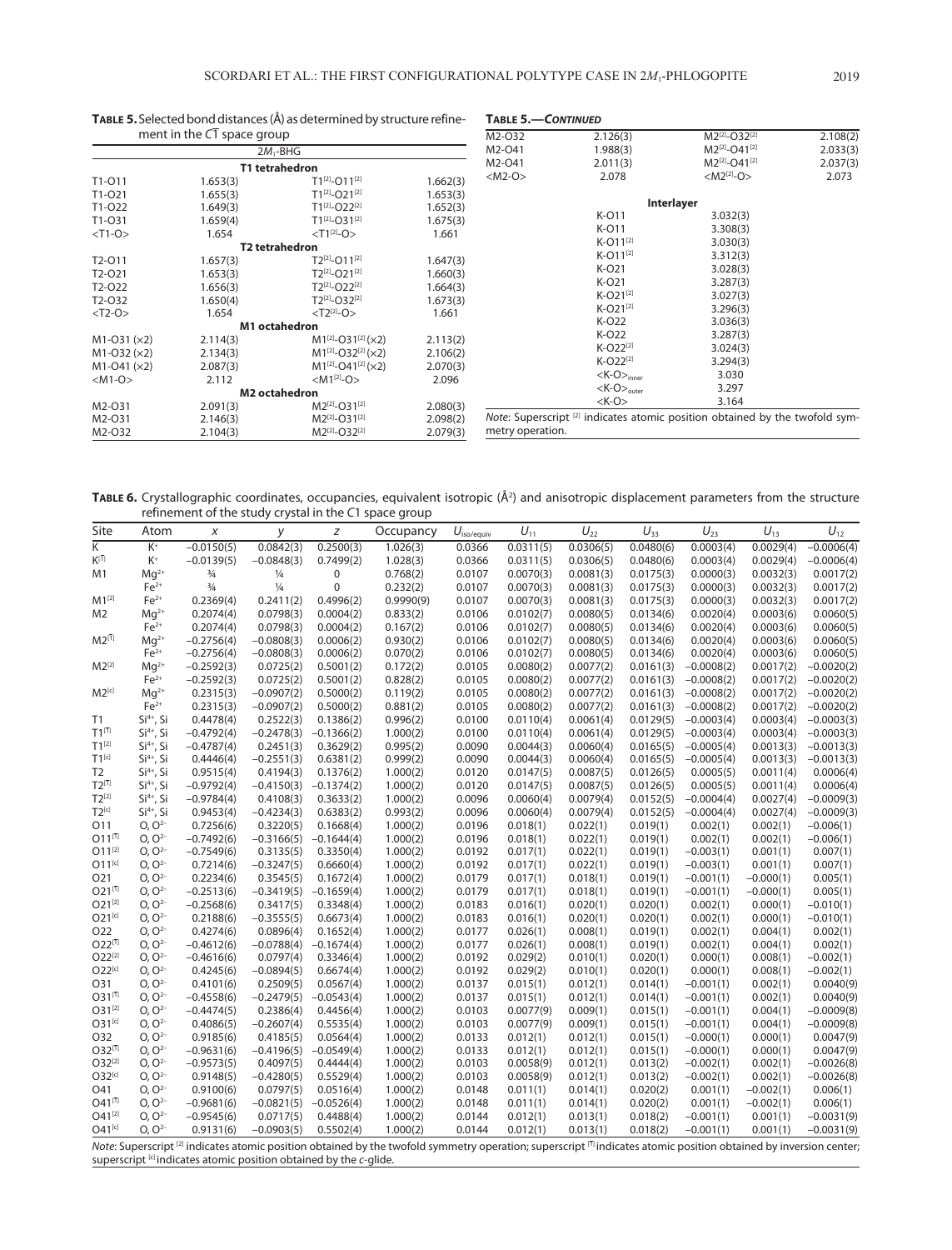**Table 5.** Selected bond distances (Å) as determined by structure refinement in the $C\bar{1}$ space group

| | | 2$M_1$-BHG | |
|---|---|---|---|
| | | **T1 tetrahedron** | |
| T1-O11 | 1.653(3) | T1[2]-O11[2] | 1.662(3) |
| T1-O21 | 1.655(3) | T1[2]-O21[2] | 1.653(3) |
| T1-O22 | 1.649(3) | T1[2]-O22[2] | 1.652(3) |
| T1-O31 | 1.659(4) | T1[2]-O31[2] | 1.675(3) |
| <T1-O> | 1.654 | <T1[2]-O> | 1.661 |
| | | **T2 tetrahedron** | |
| T2-O11 | 1.657(3) | T2[2]-O11[2] | 1.647(3) |
| T2-O21 | 1.653(3) | T2[2]-O21[2] | 1.660(3) |
| T2-O22 | 1.656(3) | T2[2]-O22[2] | 1.664(3) |
| T2-O32 | 1.650(4) | T2[2]-O32[2] | 1.673(3) |
| <T2-O> | 1.654 | <T2[2]-O> | 1.661 |
| | | **M1 octahedron** | |
| M1-O31 (×2) | 2.114(3) | M1[2]-O31[2] (×2) | 2.113(2) |
| M1-O32 (×2) | 2.134(3) | M1[2]-O32[2] (×2) | 2.106(2) |
| M1-O41 (×2) | 2.087(3) | M1[2]-O41[2] (×2) | 2.070(3) |
| <M1-O> | 2.112 | <M1[2]-O> | 2.096 |
| | | **M2 octahedron** | |
| M2-O31 | 2.091(3) | M2[2]-O31[2] | 2.080(3) |
| M2-O31 | 2.146(3) | M2[2]-O31[2] | 2.098(2) |
| M2-O32 | 2.104(3) | M2[2]-O32[2] | 2.079(3) |
| M2-O32 | 2.126(3) | M2[2]-O32[2] | 2.108(2) |
| M2-O41 | 1.988(3) | M2[2]-O41[2] | 2.033(3) |
| M2-O41 | 2.011(3) | M2[2]-O41[2] | 2.037(3) |
| <M2-O> | 2.078 | <M2[2]-O> | 2.073 |
| | | **Interlayer** | |
| | K-O11 | 3.032(3) | |
| | K-O11 | 3.308(3) | |
| | K-O11[2] | 3.030(3) | |
| | K-O11[2] | 3.312(3) | |
| | K-O21 | 3.028(3) | |
| | K-O21 | 3.287(3) | |
| | K-O21[2] | 3.027(3) | |
| | K-O21[2] | 3.296(3) | |
| | K-O22 | 3.036(3) | |
| | K-O22 | 3.287(3) | |
| | K-O22[2] | 3.024(3) | |
| | K-O22[2] | 3.294(3) | |
| | $<K-O>_{inner}$ | 3.030 | |
| | $<K-O>_{outer}$ | 3.297 | |
| | <K-O> | 3.164 | |

*Note:* Superscript [2] indicates atomic position obtained by the twofold symmetry operation.

**Table 6.** Crystallographic coordinates, occupancies, equivalent isotropic (Å²) and anisotropic displacement parameters from the structure refinement of the study crystal in the $C1$ space group

| Site | Atom | x | y | z | Occupancy | $U_{iso/equiv}$ | $U_{11}$ | $U_{22}$ | $U_{33}$ | $U_{23}$ | $U_{13}$ | $U_{12}$ |
|---|---|---|---|---|---|---|---|---|---|---|---|---|
| K | $K^+$ | −0.0150(5) | 0.0842(3) | 0.2500(3) | 1.026(3) | 0.0366 | 0.0311(5) | 0.0306(5) | 0.0480(6) | 0.0003(4) | 0.0029(4) | −0.0006(4) |
| K[$\bar{1}$] | $K^+$ | −0.0139(5) | −0.0848(3) | 0.7499(2) | 1.028(3) | 0.0366 | 0.0311(5) | 0.0306(5) | 0.0480(6) | 0.0003(4) | 0.0029(4) | −0.0006(4) |
| M1 | $Mg^{2+}$ | ¾ | ¼ | 0 | 0.768(2) | 0.0107 | 0.0070(3) | 0.0081(3) | 0.0175(3) | 0.0000(3) | 0.0032(3) | 0.0017(2) |
| | $Fe^{2+}$ | ¾ | ¼ | 0 | 0.232(2) | 0.0107 | 0.0070(3) | 0.0081(3) | 0.0175(3) | 0.0000(3) | 0.0032(3) | 0.0017(2) |
| M1[2] | $Fe^{2+}$ | 0.2369(4) | 0.2411(2) | 0.4996(2) | 0.9990(9) | 0.0107 | 0.0070(3) | 0.0081(3) | 0.0175(3) | 0.0000(3) | 0.0032(3) | 0.0017(2) |
| M2 | $Mg^{2+}$ | 0.2074(4) | 0.0798(3) | 0.0004(2) | 0.833(2) | 0.0106 | 0.0102(7) | 0.0080(5) | 0.0134(6) | 0.0020(4) | 0.0003(6) | 0.0060(5) |
| | $Fe^{2+}$ | 0.2074(4) | 0.0798(3) | 0.0004(2) | 0.167(2) | 0.0106 | 0.0102(7) | 0.0080(5) | 0.0134(6) | 0.0020(4) | 0.0003(6) | 0.0060(5) |
| M2[$\bar{1}$] | $Mg^{2+}$ | −0.2756(4) | −0.0808(3) | 0.0006(2) | 0.930(2) | 0.0106 | 0.0102(7) | 0.0080(5) | 0.0134(6) | 0.0020(4) | 0.0003(6) | 0.0060(5) |
| | $Fe^{2+}$ | −0.2756(4) | −0.0808(3) | 0.0006(2) | 0.070(2) | 0.0106 | 0.0102(7) | 0.0080(5) | 0.0134(6) | 0.0020(4) | 0.0003(6) | 0.0060(5) |
| M2[2] | $Mg^{2+}$ | −0.2592(3) | 0.0725(2) | 0.5001(2) | 0.172(2) | 0.0105 | 0.0080(2) | 0.0077(2) | 0.0161(3) | −0.0008(2) | 0.0017(2) | −0.0020(2) |
| | $Fe^{2+}$ | −0.2592(3) | 0.0725(2) | 0.5001(2) | 0.828(2) | 0.0105 | 0.0080(2) | 0.0077(2) | 0.0161(3) | −0.0008(2) | 0.0017(2) | −0.0020(2) |
| M2[c] | $Mg^{2+}$ | 0.2315(3) | −0.0907(2) | 0.5000(2) | 0.119(2) | 0.0105 | 0.0080(2) | 0.0077(2) | 0.0161(3) | −0.0008(2) | 0.0017(2) | −0.0020(2) |
| | $Fe^{2+}$ | 0.2315(3) | −0.0907(2) | 0.5000(2) | 0.881(2) | 0.0105 | 0.0080(2) | 0.0077(2) | 0.0161(3) | −0.0008(2) | 0.0017(2) | −0.0020(2) |
| T1 | $Si^{4+}$, Si | 0.4478(4) | 0.2522(3) | 0.1386(2) | 0.996(2) | 0.0100 | 0.0110(4) | 0.0061(4) | 0.0129(5) | −0.0003(4) | 0.0003(4) | −0.0003(3) |
| T1[$\bar{1}$] | $Si^{4+}$, Si | −0.4792(4) | −0.2478(3) | −0.1366(2) | 1.000(2) | 0.0100 | 0.0110(4) | 0.0061(4) | 0.0129(5) | −0.0003(4) | 0.0003(4) | −0.0003(3) |
| T1[2] | $Si^{4+}$, Si | −0.4787(4) | 0.2451(3) | 0.3629(2) | 0.995(2) | 0.0090 | 0.0044(3) | 0.0060(4) | 0.0165(5) | −0.0005(4) | 0.0013(3) | −0.0013(3) |
| T1[c] | $Si^{4+}$, Si | 0.4446(4) | −0.2551(3) | 0.6381(2) | 0.999(2) | 0.0090 | 0.0044(3) | 0.0060(4) | 0.0165(5) | −0.0005(4) | 0.0013(3) | −0.0013(3) |
| T2 | $Si^{4+}$, Si | 0.9515(4) | 0.4194(3) | 0.1376(2) | 1.000(2) | 0.0120 | 0.0147(5) | 0.0087(5) | 0.0126(5) | 0.0005(5) | 0.0011(4) | 0.0006(4) |
| T2[$\bar{1}$] | $Si^{4+}$, Si | −0.9792(4) | −0.4150(3) | −0.1374(2) | 1.000(2) | 0.0120 | 0.0147(5) | 0.0087(5) | 0.0126(5) | 0.0005(5) | 0.0011(4) | 0.0006(4) |
| T2[2] | $Si^{4+}$, Si | −0.9784(4) | 0.4108(3) | 0.3633(2) | 1.000(2) | 0.0096 | 0.0060(4) | 0.0079(4) | 0.0152(5) | −0.0004(4) | 0.0027(4) | −0.0009(3) |
| T2[c] | $Si^{4+}$, Si | 0.9453(4) | −0.4234(3) | 0.6383(2) | 0.993(2) | 0.0096 | 0.0060(4) | 0.0079(4) | 0.0152(5) | −0.0004(4) | 0.0027(4) | −0.0009(3) |
| O11 | O, $O^{2-}$ | 0.7256(6) | 0.3220(5) | 0.1668(4) | 1.000(2) | 0.0196 | 0.018(1) | 0.022(1) | 0.019(1) | 0.002(1) | 0.002(1) | −0.006(1) |
| O11[$\bar{1}$] | O, $O^{2-}$ | −0.7492(6) | −0.3166(5) | −0.1644(4) | 1.000(2) | 0.0196 | 0.018(1) | 0.022(1) | 0.019(1) | 0.002(1) | 0.002(1) | −0.006(1) |
| O11[2] | O, $O^{2-}$ | −0.7549(6) | 0.3135(5) | 0.3350(4) | 1.000(2) | 0.0192 | 0.017(1) | 0.022(1) | 0.019(1) | −0.003(1) | 0.001(1) | 0.007(1) |
| O11[c] | O, $O^{2-}$ | 0.7214(6) | −0.3247(5) | 0.6660(4) | 1.000(2) | 0.0192 | 0.017(1) | 0.022(1) | 0.019(1) | −0.003(1) | 0.001(1) | 0.007(1) |
| O21 | O, $O^{2-}$ | 0.2234(6) | 0.3545(5) | 0.1672(4) | 1.000(2) | 0.0179 | 0.017(1) | 0.018(1) | 0.019(1) | −0.001(1) | −0.000(1) | 0.005(1) |
| O21[$\bar{1}$] | O, $O^{2-}$ | −0.2513(6) | −0.3419(5) | −0.1659(4) | 1.000(2) | 0.0179 | 0.017(1) | 0.018(1) | 0.019(1) | −0.001(1) | −0.000(1) | 0.005(1) |
| O21[2] | O, $O^{2-}$ | −0.2568(6) | 0.3417(5) | 0.3348(4) | 1.000(2) | 0.0183 | 0.016(1) | 0.020(1) | 0.020(1) | 0.002(1) | 0.000(1) | −0.010(1) |
| O21[c] | O, $O^{2-}$ | 0.2188(6) | −0.3555(5) | 0.6673(4) | 1.000(2) | 0.0183 | 0.016(1) | 0.020(1) | 0.020(1) | 0.002(1) | 0.000(1) | −0.010(1) |
| O22 | O, $O^{2-}$ | 0.4274(6) | 0.0896(4) | 0.1652(4) | 1.000(2) | 0.0177 | 0.026(1) | 0.008(1) | 0.019(1) | 0.002(1) | 0.004(1) | 0.002(1) |
| O22[$\bar{1}$] | O, $O^{2-}$ | −0.4612(6) | −0.0788(4) | −0.1674(4) | 1.000(2) | 0.0177 | 0.026(1) | 0.008(1) | 0.019(1) | 0.002(1) | 0.004(1) | 0.002(1) |
| O22[2] | O, $O^{2-}$ | −0.4616(6) | 0.0797(4) | 0.3346(4) | 1.000(2) | 0.0192 | 0.029(2) | 0.010(1) | 0.020(1) | 0.000(1) | 0.008(1) | −0.002(1) |
| O22[c] | O, $O^{2-}$ | 0.4245(6) | −0.0894(5) | 0.6674(4) | 1.000(2) | 0.0192 | 0.029(2) | 0.010(1) | 0.020(1) | 0.000(1) | 0.008(1) | −0.002(1) |
| O31 | O, $O^{2-}$ | 0.4101(6) | 0.2509(5) | 0.0567(4) | 1.000(2) | 0.0137 | 0.015(1) | 0.012(1) | 0.014(1) | −0.001(1) | 0.002(1) | 0.0040(9) |
| O31[$\bar{1}$] | O, $O^{2-}$ | −0.4558(6) | −0.2479(5) | −0.0543(4) | 1.000(2) | 0.0137 | 0.015(1) | 0.012(1) | 0.014(1) | −0.001(1) | 0.002(1) | 0.0040(9) |
| O31[2] | O, $O^{2-}$ | −0.4474(5) | 0.2386(4) | 0.4456(4) | 1.000(2) | 0.0103 | 0.0077(9) | 0.009(1) | 0.015(1) | −0.001(1) | 0.004(1) | −0.0009(8) |
| O31[c] | O, $O^{2-}$ | 0.4086(5) | −0.2607(4) | 0.5535(4) | 1.000(2) | 0.0103 | 0.0077(9) | 0.009(1) | 0.015(1) | −0.001(1) | 0.004(1) | −0.0009(8) |
| O32 | O, $O^{2-}$ | 0.9185(6) | 0.4185(5) | 0.0564(4) | 1.000(2) | 0.0133 | 0.012(1) | 0.012(1) | 0.015(1) | −0.000(1) | 0.000(1) | 0.0047(9) |
| O32[$\bar{1}$] | O, $O^{2-}$ | −0.9631(6) | −0.4196(5) | −0.0549(4) | 1.000(2) | 0.0133 | 0.012(1) | 0.012(1) | 0.015(1) | −0.000(1) | 0.000(1) | 0.0047(9) |
| O32[2] | O, $O^{2-}$ | −0.9573(5) | 0.4097(5) | 0.4444(4) | 1.000(2) | 0.0103 | 0.0058(9) | 0.012(1) | 0.013(2) | −0.002(1) | 0.002(1) | −0.0026(8) |
| O32[c] | O, $O^{2-}$ | 0.9148(5) | −0.4280(5) | 0.5529(4) | 1.000(2) | 0.0103 | 0.0058(9) | 0.012(1) | 0.013(2) | −0.002(1) | 0.002(1) | −0.0026(8) |
| O41 | O, $O^{2-}$ | 0.9100(6) | 0.0797(5) | 0.0516(4) | 1.000(2) | 0.0148 | 0.011(1) | 0.014(1) | 0.020(2) | 0.001(1) | −0.002(1) | 0.006(1) |
| O41[$\bar{1}$] | O, $O^{2-}$ | −0.9681(6) | −0.0821(5) | −0.0526(4) | 1.000(2) | 0.0148 | 0.011(1) | 0.014(1) | 0.020(2) | 0.001(1) | −0.002(1) | 0.006(1) |
| O41[2] | O, $O^{2-}$ | −0.9545(6) | 0.0717(5) | 0.4488(4) | 1.000(2) | 0.0144 | 0.012(1) | 0.013(1) | 0.018(2) | −0.001(1) | 0.001(1) | −0.0031(9) |
| O41[c] | O, $O^{2-}$ | 0.9131(6) | −0.0903(5) | 0.5502(4) | 1.000(2) | 0.0144 | 0.012(1) | 0.013(1) | 0.018(2) | −0.001(1) | 0.001(1) | −0.0031(9) |

*Note:* Superscript [2] indicates atomic position obtained by the twofold symmetry operation; superscript [$\bar{1}$] indicates atomic position obtained by inversion center; superscript [c] indicates atomic position obtained by the *c*-glide.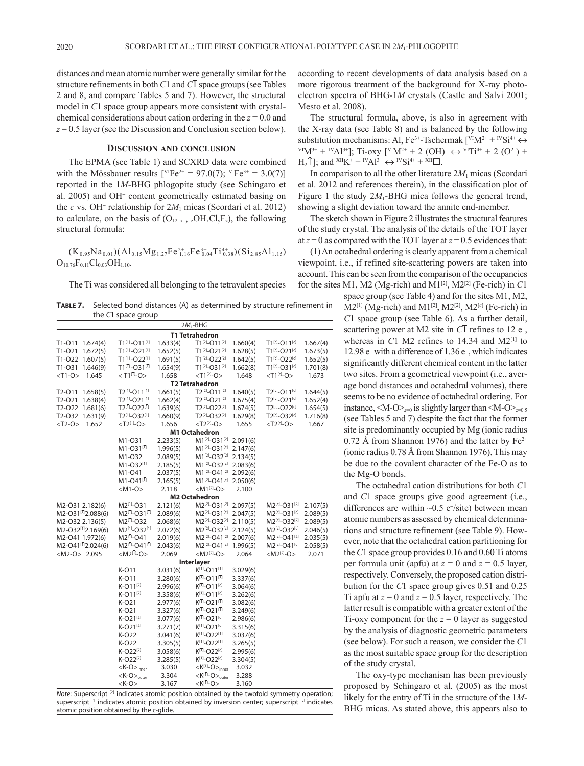distances and mean atomic number were generally similar for the structure refinements in both $C1$ and $C\bar{1}$ space groups (see Tables 2 and 8, and compare Tables 5 and 7). However, the structural model in $C1$ space group appears more consistent with crystal-chemical considerations about cation ordering in the $z = 0.0$ and $z = 0.5$ layer (see the Discussion and Conclusion section below).

## Discussion and conclusion

The EPMA (see Table 1) and SCXRD data were combined with the Mössbauer results [$^{VI}Fe^{2+} = 97.0(7)$; $^{VI}Fe^{3+} = 3.0(7)$] reported in the 1*M*-BHG phlogopite study (see Schingaro et al. 2005) and $OH^-$ content geometrically estimated basing on the $c$ vs. $OH^-$ relationship for $2M_1$ micas (Scordari et al. 2012) to calculate, on the basis of $(O_{12-x-y-z}OH_xCl_yF_z)$, the following structural formula:

$$(K_{0.95}Na_{0.01})(Al_{0.15}Mg_{1.27}Fe^{2+}_{1.16}Fe^{3+}_{0.04}Ti^{4+}_{0.38})(Si_{2.85}Al_{1.15})O_{10.76}F_{0.11}Cl_{0.03}OH_{1.10}.$$

The Ti was considered all belonging to the tetravalent species according to recent developments of data analysis based on a more rigorous treatment of the background for X-ray photoelectron spectra of BHG-1*M* crystals (Castle and Salvi 2001; Mesto et al. 2008).

The structural formula, above, is also in agreement with the X-ray data (see Table 8) and is balanced by the following substitution mechanisms: Al, $Fe^{3+}$-Tschermak [$^{VI}M^{2+} + {}^{IV}Si^{4+} \leftrightarrow {}^{VI}M^{3+} + {}^{IV}Al^{3+}$]; Ti-oxy [$^{VI}M^{2+} + 2\ (OH)^- \leftrightarrow {}^{VI}Ti^{4+} + 2\ (O^{2-}) + H_2\uparrow$]; and $^{XII}K^+ + {}^{IV}Al^{3+} \leftrightarrow {}^{IV}Si^{4+} + {}^{XII}\square$.

In comparison to all the other literature $2M_1$ micas (Scordari et al. 2012 and references therein), in the classification plot of Figure 1 the study $2M_1$-BHG mica follows the general trend, showing a slight deviation toward the annite end-member.

The sketch shown in Figure 2 illustrates the structural features of the study crystal. The analysis of the details of the TOT layer at $z = 0$ as compared with the TOT layer at $z = 0.5$ evidences that:

(1) An octahedral ordering is clearly apparent from a chemical viewpoint, i.e., if refined site-scattering powers are taken into account. This can be seen from the comparison of the occupancies for the sites M1, M2 (Mg-rich) and M1[2], M2[2] (Fe-rich) in $C\bar{1}$ space group (see Table 4) and for the sites M1, M2, M2[1̄] (Mg-rich) and M1[2], M2[2], M2[c] (Fe-rich) in $C1$ space group (see Table 6). As a further detail, scattering power at M2 site in $C\bar{1}$ refines to 12 $e^-$, whereas in $C1$ M2 refines to 14.34 and M2[1̄] to 12.98 $e^-$ with a difference of 1.36 $e^-$, which indicates significantly different chemical content in the latter two sites. From a geometrical viewpoint (i.e., average bond distances and octahedral volumes), there seems to be no evidence of octahedral ordering. For instance, $\langle M\text{-}O\rangle_{z=0}$ is slightly larger than $\langle M\text{-}O\rangle_{z=0.5}$ (see Tables 5 and 7) despite the fact that the former site is predominantly occupied by Mg (ionic radius 0.72 Å from Shannon 1976) and the latter by $Fe^{2+}$ (ionic radius 0.78 Å from Shannon 1976). This may be due to the covalent character of the Fe-O as to the Mg-O bonds.

The octahedral cation distributions for both $C\bar{1}$ and $C1$ space groups give good agreement (i.e., differences are within ~0.5 $e^-$/site) between mean atomic numbers as assessed by chemical determinations and structure refinement (see Table 9). However, note that the octahedral cation partitioning for the $C\bar{1}$ space group provides 0.16 and 0.60 Ti atoms per formula unit (apfu) at $z = 0$ and $z = 0.5$ layer, respectively. Conversely, the proposed cation distribution for the $C1$ space group gives 0.51 and 0.25 Ti apfu at $z = 0$ and $z = 0.5$ layer, respectively. The latter result is compatible with a greater extent of the Ti-oxy component for the $z = 0$ layer as suggested by the analysis of diagnostic geometric parameters (see below). For such a reason, we consider the $C1$ as the most suitable space group for the description of the study crystal.

The oxy-type mechanism has been previously proposed by Schingaro et al. (2005) as the most likely for the entry of Ti in the structure of the 1*M*-BHG micas. As stated above, this appears also to

**Table 7.** Selected bond distances (Å) as determined by structure refinement in the $C1$ space group

| | | | | | | | |
|---|---|---|---|---|---|---|---|
| **$2M_1$-BHG** | | | | | | | |
| **T1 Tetrahedron** | | | | | | | |
| T1-O11 | 1.674(4) | T1[1̄]-O11[1̄] | 1.633(4) | T1[2]-O11[2] | 1.660(4) | T1[c]-O11[c] | 1.667(4) |
| T1-O21 | 1.672(5) | T1[1̄]-O21[1̄] | 1.652(5) | T1[2]-O21[2] | 1.628(5) | T1[c]-O21[c] | 1.673(5) |
| T1-O22 | 1.607(5) | T1[1̄]-O22[1̄] | 1.691(5) | T1[2]-O22[2] | 1.642(5) | T1[c]-O22[c] | 1.652(5) |
| T1-O31 | 1.646(9) | T1[1̄]-O31[1̄] | 1.654(9) | T1[2]-O31[2] | 1.662(8) | T1[c]-O31[c] | 1.701(8) |
| <T1-O> | 1.645 | <T1[1̄]-O> | 1.658 | <T1[2]-O> | 1.648 | <T1[c]-O> | 1.673 |
| **T2 Tetrahedron** | | | | | | | |
| T2-O11 | 1.658(5) | T2[1̄]-O11[1̄] | 1.661(5) | T2[2]-O11[2] | 1.640(5) | T2[c]-O11[c] | 1.644(5) |
| T2-O21 | 1.638(4) | T2[1̄]-O21[1̄] | 1.662(4) | T2[2]-O21[2] | 1.675(4) | T2[c]-O21[c] | 1.652(4) |
| T2-O22 | 1.681(6) | T2[1̄]-O22[1̄] | 1.639(6) | T2[2]-O22[2] | 1.674(5) | T2[c]-O22[c] | 1.654(5) |
| T2-O32 | 1.631(9) | T2[1̄]-O32[1̄] | 1.660(9) | T2[2]-O32[2] | 1.629(8) | T2[c]-O32[c] | 1.716(8) |
| <T2-O> | 1.652 | <T2[1̄]-O> | 1.656 | <T2[2]-O> | 1.655 | <T2[c]-O> | 1.667 |
| **M1 Octahedron** | | | | | | | |
| | | M1-O31 | 2.233(5) | M1[2]-O31[2] | 2.091(6) | | |
| | | M1-O31[1̄] | 1.996(5) | M1[2]-O31[c] | 2.147(6) | | |
| | | M1-O32 | 2.089(5) | M1[2]-O32[2] | 2.134(5) | | |
| | | M1-O32[1̄] | 2.185(5) | M1[2]-O32[c] | 2.083(6) | | |
| | | M1-O41 | 2.037(5) | M1[2]-O41[2] | 2.092(6) | | |
| | | M1-O41[1̄] | 2.165(5) | M1[2]-O41[c] | 2.050(6) | | |
| | | <M1-O> | 2.118 | <M1[2]-O> | 2.100 | | |
| **M2 Octahedron** | | | | | | | |
| M2-O31 | 2.182(6) | M2[1̄]-O31 | 2.121(6) | M2[2]-O31[2] | 2.097(5) | M2[c]-O31[2] | 2.107(5) |
| M2-O31[1̄] | 2.088(6) | M2[1̄]-O31[1̄] | 2.089(6) | M2[2]-O31[c] | 2.047(5) | M2[c]-O31[c] | 2.089(5) |
| M2-O32 | 2.136(5) | M2[1̄]-O32 | 2.068(6) | M2[2]-O32[2] | 2.110(5) | M2[c]-O32[2] | 2.089(5) |
| M2-O32[1̄] | 2.169(6) | M2[1̄]-O32[1̄] | 2.072(6) | M2[2]-O32[c] | 2.124(5) | M2[c]-O32[c] | 2.046(5) |
| M2-O41 | 1.972(6) | M2[1̄]-O41 | 2.019(6) | M2[2]-O41[2] | 2.007(6) | M2[c]-O41[2] | 2.035(5) |
| M2-O41[1̄] | 2.024(6) | M2[1̄]-O41[1̄] | 2.043(6) | M2[2]-O41[c] | 1.996(5) | M2[c]-O41[c] | 2.058(5) |
| <M2-O> | 2.095 | <M2[1̄]-O> | 2.069 | <M2[2]-O> | 2.064 | <M2[c]-O> | 2.071 |
| **Interlayer** | | | | | | | |
| | | K-O11 | 3.031(6) | K[1̄]-O11[1̄] | 3.029(6) | | |
| | | K-O11 | 3.280(6) | K[1̄]-O11[1̄] | 3.337(6) | | |
| | | K-O11[2] | 2.996(6) | K[1̄]-O11[c] | 3.064(6) | | |
| | | K-O11[2] | 3.358(6) | K[1̄]-O11[c] | 3.262(6) | | |
| | | K-O21 | 2.977(6) | K[1̄]-O21[1̄] | 3.082(6) | | |
| | | K-O21 | 3.327(6) | K[1̄]-O21[1̄] | 3.249(6) | | |
| | | K-O21[2] | 3.077(6) | K[1̄]-O21[c] | 2.986(6) | | |
| | | K-O21[2] | 3.271(7) | K[1̄]-O21[c] | 3.315(6) | | |
| | | K-O22 | 3.041(6) | K[1̄]-O22[1̄] | 3.037(6) | | |
| | | K-O22 | 3.305(5) | K[1̄]-O22[1̄] | 3.265(5) | | |
| | | K-O22[2] | 3.058(6) | K[1̄]-O22[c] | 2.995(6) | | |
| | | K-O22[2] | 3.285(5) | K[1̄]-O22[c] | 3.304(5) | | |
| | | <K-O>inner | 3.030 | <K[1̄]-O>inner | 3.032 | | |
| | | <K-O>outer | 3.304 | <K[1̄]-O>outer | 3.288 | | |
| | | <K-O> | 3.167 | <K[1̄]-O> | 3.160 | | |

*Note*: Superscript [2] indicates atomic position obtained by the twofold symmetry operation; superscript [1̄] indicates atomic position obtained by inversion center; superscript [c] indicates atomic position obtained by the *c*-glide.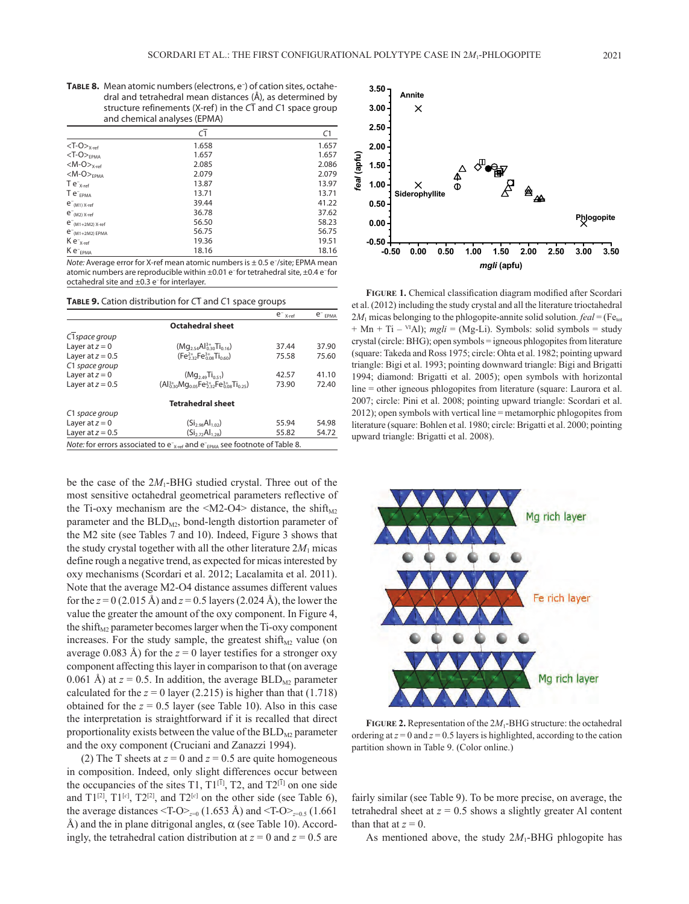**TABLE 8.** Mean atomic numbers (electrons, e⁻) of cation sites, octahedral and tetrahedral mean distances (Å), as determined by structure refinements (X-ref) in the $C\bar{1}$ and $C1$ space group and chemical analyses (EPMA)

| | $C\bar{1}$ | $C1$ |
|---|---|---|
| $<T\text{-}O>_{X\text{-ref}}$ | 1.658 | 1.657 |
| $<T\text{-}O>_{EPMA}$ | 1.657 | 1.657 |
| $<M\text{-}O>_{X\text{-ref}}$ | 2.085 | 2.086 |
| $<M\text{-}O>_{EPMA}$ | 2.079 | 2.079 |
| $T\ e^-_{X\text{-ref}}$ | 13.87 | 13.97 |
| $T\ e^-_{EPMA}$ | 13.71 | 13.71 |
| $e^-_{(M1)\ X\text{-ref}}$ | 39.44 | 41.22 |
| $e^-_{(M2)\ X\text{-ref}}$ | 36.78 | 37.62 |
| $e^-_{(M1+2M2)\ X\text{-ref}}$ | 56.50 | 58.23 |
| $e^-_{(M1+2M2)\ EPMA}$ | 56.75 | 56.75 |
| $K\ e^-_{X\text{-ref}}$ | 19.36 | 19.51 |
| $K\ e^-_{EPMA}$ | 18.16 | 18.16 |

*Note:* Average error for X-ref mean atomic numbers is ± 0.5 e⁻/site; EPMA mean atomic numbers are reproducible within ±0.01 e⁻ for tetrahedral site, ±0.4 e⁻ for octahedral site and ±0.3 e⁻ for interlayer.

**TABLE 9.** Cation distribution for $C\bar{1}$ and $C1$ space groups

| | | $e^-_{X\text{-ref}}$ | $e^-_{EPMA}$ |
|---|---|---|---|
| | **Octahedral sheet** | | |
| *$C\bar{1}$ space group* | | | |
| Layer at $z = 0$ | $(Mg_{2.54}Al^{3+}_{0.30}Ti_{0.16})$ | 37.44 | 37.90 |
| Layer at $z = 0.5$ | $(Fe^{2+}_{2.32}Fe^{3+}_{0.08}Ti_{0.60})$ | 75.58 | 75.60 |
| *$C1$ space group* | | | |
| Layer at $z = 0$ | $(Mg_{2.49}Ti_{0.51})$ | 42.57 | 41.10 |
| Layer at $z = 0.5$ | $(Al^{3+}_{0.30}Mg_{0.05}Fe^{2+}_{2.32}Fe^{3+}_{0.08}Ti_{0.25})$ | 73.90 | 72.40 |
| | **Tetrahedral sheet** | | |
| *$C1$ space group* | | | |
| Layer at $z = 0$ | $(Si_{2.98}Al_{1.02})$ | 55.94 | 54.98 |
| Layer at $z = 0.5$ | $(Si_{2.72}Al_{1.28})$ | 55.82 | 54.72 |

*Note:* for errors associated to $e^-_{X\text{-ref}}$ and $e^-_{EPMA}$ see footnote of Table 8.

be the case of the $2M_1$-BHG studied crystal. Three out of the most sensitive octahedral geometrical parameters reflective of the Ti-oxy mechanism are the <M2-O4> distance, the $shift_{M2}$ parameter and the $BLD_{M2}$, bond-length distortion parameter of the M2 site (see Tables 7 and 10). Indeed, Figure 3 shows that the study crystal together with all the other literature $2M_1$ micas define rough a negative trend, as expected for micas interested by oxy mechanisms (Scordari et al. 2012; Lacalamita et al. 2011). Note that the average M2-O4 distance assumes different values for the $z = 0$ (2.015 Å) and $z = 0.5$ layers (2.024 Å), the lower the value the greater the amount of the oxy component. In Figure 4, the $shift_{M2}$ parameter becomes larger when the Ti-oxy component increases. For the study sample, the greatest $shift_{M2}$ value (on average 0.083 Å) for the $z = 0$ layer testifies for a stronger oxy component affecting this layer in comparison to that (on average 0.061 Å) at $z = 0.5$. In addition, the average $BLD_{M2}$ parameter calculated for the $z = 0$ layer (2.215) is higher than that (1.718) obtained for the $z = 0.5$ layer (see Table 10). Also in this case the interpretation is straightforward if it is recalled that direct proportionality exists between the value of the $BLD_{M2}$ parameter and the oxy component (Cruciani and Zanazzi 1994).

(2) The T sheets at $z = 0$ and $z = 0.5$ are quite homogeneous in composition. Indeed, only slight differences occur between the occupancies of the sites T1, T1[$\bar{1}$], T2, and T2[$\bar{1}$] on one side and T1[2], T1[c], T2[2], and T2[c] on the other side (see Table 6), the average distances $<T\text{-}O>_{z=0}$ (1.653 Å) and $<T\text{-}O>_{z=0.5}$ (1.661 Å) and the in plane ditrigonal angles, α (see Table 10). Accordingly, the tetrahedral cation distribution at $z = 0$ and $z = 0.5$ are fairly similar (see Table 9). To be more precise, on average, the tetrahedral sheet at $z = 0.5$ shows a slightly greater Al content than that at $z = 0$.

As mentioned above, the study $2M_1$-BHG phlogopite has

**FIGURE 1.** Chemical classification diagram modified after Scordari et al. (2012) including the study crystal and all the literature trioctahedral $2M_1$ micas belonging to the phlogopite-annite solid solution. *feal* = ($Fe_{tot}$ + Mn + Ti – $^{VI}Al$); *mgli* = (Mg-Li). Symbols: solid symbols = study crystal (circle: BHG); open symbols = igneous phlogopites from literature (square: Takeda and Ross 1975; circle: Ohta et al. 1982; pointing upward triangle: Bigi et al. 1993; pointing downward triangle: Bigi and Brigatti 1994; diamond: Brigatti et al. 2005); open symbols with horizontal line = other igneous phlogopites from literature (square: Laurora et al. 2007; circle: Pini et al. 2008; pointing upward triangle: Scordari et al. 2012); open symbols with vertical line = metamorphic phlogopites from literature (square: Bohlen et al. 1980; circle: Brigatti et al. 2000; pointing upward triangle: Brigatti et al. 2008).

**FIGURE 2.** Representation of the $2M_1$-BHG structure: the octahedral ordering at $z = 0$ and $z = 0.5$ layers is highlighted, according to the cation partition shown in Table 9. (Color online.)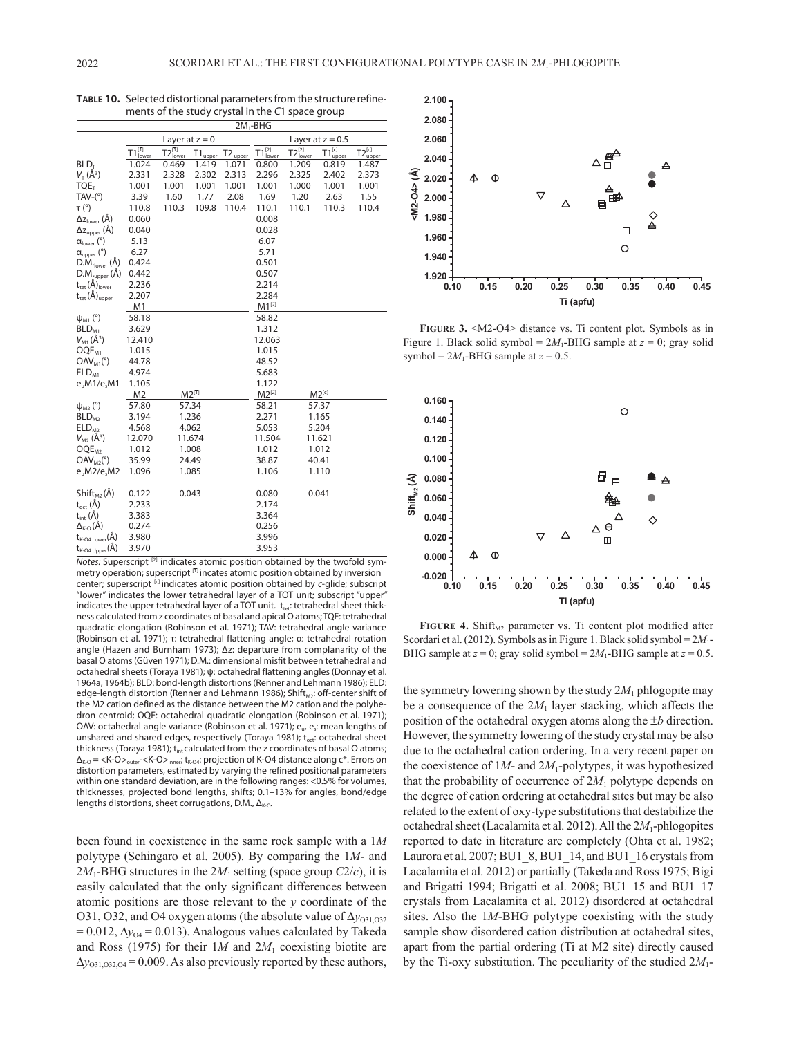**TABLE 10.** Selected distortional parameters from the structure refinements of the study crystal in the $C1$ space group

| | $2M_1$-BHG | | | | | | | |
|---|---|---|---|---|---|---|---|---|
| | Layer at $z = 0$ | | | | Layer at $z = 0.5$ | | | |
| | $T1^{[T]}_{lower}$ | $T2^{[T]}_{lower}$ | $T1_{upper}$ | $T2_{upper}$ | $T1^{[2]}_{lower}$ | $T2^{[2]}_{lower}$ | $T1^{[c]}_{upper}$ | $T2^{[c]}_{upper}$ |
| $BLD_T$ | 1.024 | 0.469 | 1.419 | 1.071 | 0.800 | 1.209 | 0.819 | 1.487 |
| $V_T$ (Å$^3$) | 2.331 | 2.328 | 2.302 | 2.313 | 2.296 | 2.325 | 2.402 | 2.373 |
| $TQE_T$ | 1.001 | 1.001 | 1.001 | 1.001 | 1.001 | 1.000 | 1.001 | 1.001 |
| $TAV_T$(°) | 3.39 | 1.60 | 1.77 | 2.08 | 1.69 | 1.20 | 2.63 | 1.55 |
| τ (°) | 110.8 | 110.3 | 109.8 | 110.4 | 110.1 | 110.1 | 110.3 | 110.4 |
| $\Delta z_{lower}$ (Å) | 0.060 | | | | 0.008 | | | |
| $\Delta z_{upper}$ (Å) | 0.040 | | | | 0.028 | | | |
| $\alpha_{lower}$ (°) | 5.13 | | | | 6.07 | | | |
| $\alpha_{upper}$ (°) | 6.27 | | | | 5.71 | | | |
| $D.M._{lower}$ (Å) | 0.424 | | | | 0.501 | | | |
| $D.M._{upper}$ (Å) | 0.442 | | | | 0.507 | | | |
| $t_{tet}$ (Å)$_{lower}$ | 2.236 | | | | 2.214 | | | |
| $t_{tet}$ (Å)$_{upper}$ | 2.207 | | | | 2.284 | | | |
| | M1 | | | | $M1^{[2]}$ | | | |
| $\psi_{M1}$ (°) | 58.18 | | | | 58.82 | | | |
| $BLD_{M1}$ | 3.629 | | | | 1.312 | | | |
| $V_{M1}$ (Å$^3$) | 12.410 | | | | 12.063 | | | |
| $OQE_{M1}$ | 1.015 | | | | 1.015 | | | |
| $OAV_{M1}$(°) | 44.78 | | | | 48.52 | | | |
| $ELD_{M1}$ | 4.974 | | | | 5.683 | | | |
| $e_u$M1/$e_s$M1 | 1.105 | | | | 1.122 | | | |
| | M2 | $M2^{[T]}$ | | | $M2^{[2]}$ | $M2^{[c]}$ | | |
| $\psi_{M2}$ (°) | 57.80 | 57.34 | | | 58.21 | 57.37 | | |
| $BLD_{M2}$ | 3.194 | 1.236 | | | 2.271 | 1.165 | | |
| $ELD_{M2}$ | 4.568 | 4.062 | | | 5.053 | 5.204 | | |
| $V_{M2}$ (Å$^3$) | 12.070 | 11.674 | | | 11.504 | 11.621 | | |
| $OQE_{M2}$ | 1.012 | 1.008 | | | 1.012 | 1.012 | | |
| $OAV_{M2}$(°) | 35.99 | 24.49 | | | 38.87 | 40.41 | | |
| $e_u$M2/$e_s$M2 | 1.096 | 1.085 | | | 1.106 | 1.110 | | |
| $Shift_{M2}$ (Å) | 0.122 | 0.043 | | | 0.080 | 0.041 | | |
| $t_{oct}$ (Å) | 2.233 | | | | 2.174 | | | |
| $t_{int}$ (Å) | 3.383 | | | | 3.364 | | | |
| $\Delta_{K-O}$ (Å) | 0.274 | | | | 0.256 | | | |
| $t_{K-O4\ Lower}$(Å) | 3.980 | | | | 3.996 | | | |
| $t_{K-O4\ Upper}$(Å) | 3.970 | | | | 3.953 | | | |

*Notes:* Superscript [2] indicates atomic position obtained by the twofold symmetry operation; superscript [T] incates atomic position obtained by inversion center; superscript [c] indicates atomic position obtained by $c$-glide; subscript "lower" indicates the lower tetrahedral layer of a TOT unit; subscript "upper" indicates the upper tetrahedral layer of a TOT unit. $t_{tet}$: tetrahedral sheet thickness calculated from z coordinates of basal and apical O atoms; TQE: tetrahedral quadratic elongation (Robinson et al. 1971); TAV: tetrahedral angle variance (Robinson et al. 1971); τ: tetrahedral flattening angle; α: tetrahedral rotation angle (Hazen and Burnham 1973); Δz: departure from complanarity of the basal O atoms (Güven 1971); D.M.: dimensional misfit between tetrahedral and octahedral sheets (Toraya 1981); ψ: octahedral flattening angles (Donnay et al. 1964a, 1964b); BLD: bond-length distortions (Renner and Lehmann 1986); ELD: edge-length distortion (Renner and Lehmann 1986); $Shift_{M2}$: off-center shift of the M2 cation defined as the distance between the M2 cation and the polyhedron centroid; OQE: octahedral quadratic elongation (Robinson et al. 1971); OAV: octahedral angle variance (Robinson et al. 1971); $e_u$, $e_s$: mean lengths of unshared and shared edges, respectively (Toraya 1981); $t_{oct}$: octahedral sheet thickness (Toraya 1981); $t_{int}$ calculated from the z coordinates of basal O atoms; $\Delta_{K-O}$ = $<K-O>_{outer}$-$<K-O>_{inner}$; $t_{K-O4}$: projection of K-O4 distance along $c^*$. Errors on distortion parameters, estimated by varying the refined positional parameters within one standard deviation, are in the following ranges: <0.5% for volumes, thicknesses, projected bond lengths, shifts; 0.1–13% for angles, bond/edge lengths distortions, sheet corrugations, D.M., $\Delta_{K-O}$.

been found in coexistence in the same rock sample with a $1M$ polytype (Schingaro et al. 2005). By comparing the $1M$- and $2M_1$-BHG structures in the $2M_1$ setting (space group $C2/c$), it is easily calculated that the only significant differences between atomic positions are those relevant to the $y$ coordinate of the O31, O32, and O4 oxygen atoms (the absolute value of $\Delta y_{O31,O32} = 0.012$, $\Delta y_{O4} = 0.013$). Analogous values calculated by Takeda and Ross (1975) for their $1M$ and $2M_1$ coexisting biotite are $\Delta y_{O31,O32,O4} = 0.009$. As also previously reported by these authors,

**FIGURE 3.** <M2-O4> distance vs. Ti content plot. Symbols as in Figure 1. Black solid symbol = $2M_1$-BHG sample at $z = 0$; gray solid symbol = $2M_1$-BHG sample at $z = 0.5$.

**FIGURE 4.** $Shift_{M2}$ parameter vs. Ti content plot modified after Scordari et al. (2012). Symbols as in Figure 1. Black solid symbol = $2M_1$-BHG sample at $z = 0$; gray solid symbol = $2M_1$-BHG sample at $z = 0.5$.

the symmetry lowering shown by the study $2M_1$ phlogopite may be a consequence of the $2M_1$ layer stacking, which affects the position of the octahedral oxygen atoms along the ±$b$ direction. However, the symmetry lowering of the study crystal may be also due to the octahedral cation ordering. In a very recent paper on the coexistence of $1M$- and $2M_1$-polytypes, it was hypothesized that the probability of occurrence of $2M_1$ polytype depends on the degree of cation ordering at octahedral sites but may be also related to the extent of oxy-type substitutions that destabilize the octahedral sheet (Lacalamita et al. 2012). All the $2M_1$-phlogopites reported to date in literature are completely (Ohta et al. 1982; Laurora et al. 2007; BU1_8, BU1_14, and BU1_16 crystals from Lacalamita et al. 2012) or partially (Takeda and Ross 1975; Bigi and Brigatti 1994; Brigatti et al. 2008; BU1_15 and BU1_17 crystals from Lacalamita et al. 2012) disordered at octahedral sites. Also the $1M$-BHG polytype coexisting with the study sample show disordered cation distribution at octahedral sites, apart from the partial ordering (Ti at M2 site) directly caused by the Ti-oxy substitution. The peculiarity of the studied $2M_1$-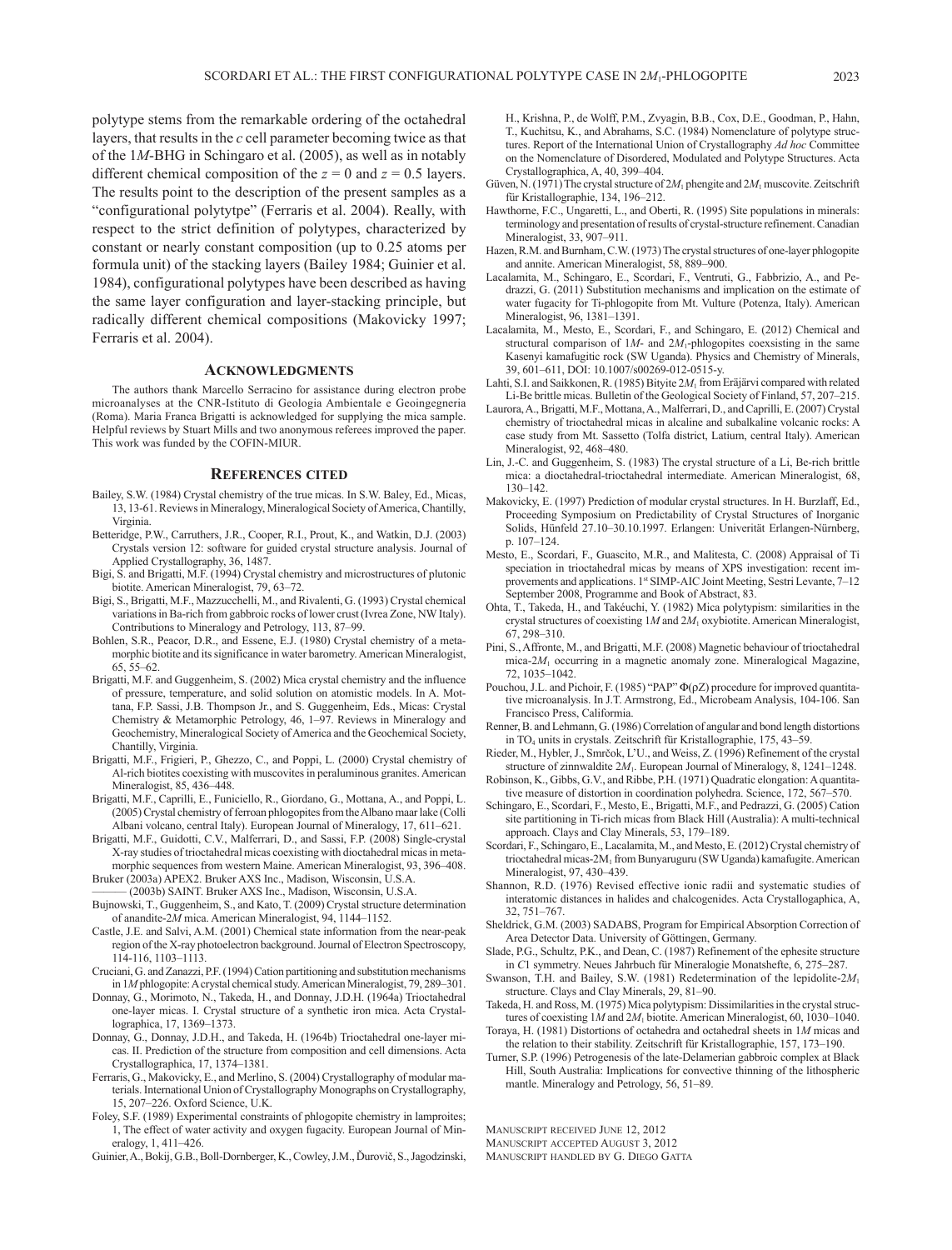polytype stems from the remarkable ordering of the octahedral layers, that results in the $c$ cell parameter becoming twice as that of the 1$M$-BHG in Schingaro et al. (2005), as well as in notably different chemical composition of the $z = 0$ and $z = 0.5$ layers. The results point to the description of the present samples as a "configurational polytytpe" (Ferraris et al. 2004). Really, with respect to the strict definition of polytypes, characterized by constant or nearly constant composition (up to 0.25 atoms per formula unit) of the stacking layers (Bailey 1984; Guinier et al. 1984), configurational polytypes have been described as having the same layer configuration and layer-stacking principle, but radically different chemical compositions (Makovicky 1997; Ferraris et al. 2004).

## Acknowledgments

The authors thank Marcello Serracino for assistance during electron probe microanalyses at the CNR-Istituto di Geologia Ambientale e Geoingegneria (Roma). Maria Franca Brigatti is acknowledged for supplying the mica sample. Helpful reviews by Stuart Mills and two anonymous referees improved the paper. This work was funded by the COFIN-MIUR.

## References cited

Bailey, S.W. (1984) Crystal chemistry of the true micas. In S.W. Baley, Ed., Micas, 13, 13-61. Reviews in Mineralogy, Mineralogical Society of America, Chantilly, Virginia.

Betteridge, P.W., Carruthers, J.R., Cooper, R.I., Prout, K., and Watkin, D.J. (2003) Crystals version 12: software for guided crystal structure analysis. Journal of Applied Crystallography, 36, 1487.

Bigi, S. and Brigatti, M.F. (1994) Crystal chemistry and microstructures of plutonic biotite. American Mineralogist, 79, 63–72.

Bigi, S., Brigatti, M.F., Mazzucchelli, M., and Rivalenti, G. (1993) Crystal chemical variations in Ba-rich from gabbroic rocks of lower crust (Ivrea Zone, NW Italy). Contributions to Mineralogy and Petrology, 113, 87–99.

Bohlen, S.R., Peacor, D.R., and Essene, E.J. (1980) Crystal chemistry of a metamorphic biotite and its significance in water barometry. American Mineralogist, 65, 55–62.

Brigatti, M.F. and Guggenheim, S. (2002) Mica crystal chemistry and the influence of pressure, temperature, and solid solution on atomistic models. In A. Mottana, F.P. Sassi, J.B. Thompson Jr., and S. Guggenheim, Eds., Micas: Crystal Chemistry & Metamorphic Petrology, 46, 1–97. Reviews in Mineralogy and Geochemistry, Mineralogical Society of America and the Geochemical Society, Chantilly, Virginia.

Brigatti, M.F., Frigieri, P., Ghezzo, C., and Poppi, L. (2000) Crystal chemistry of Al-rich biotites coexisting with muscovites in peraluminous granites. American Mineralogist, 85, 436–448.

Brigatti, M.F., Caprilli, E., Funiciello, R., Giordano, G., Mottana, A., and Poppi, L. (2005) Crystal chemistry of ferroan phlogopites from the Albano maar lake (Colli Albani volcano, central Italy). European Journal of Mineralogy, 17, 611–621.

Brigatti, M.F., Guidotti, C.V., Malferrari, D., and Sassi, F.P. (2008) Single-crystal X-ray studies of trioctahedral micas coexisting with dioctahedral micas in metamorphic sequences from western Maine. American Mineralogist, 93, 396–408.

Bruker (2003a) APEX2. Bruker AXS Inc., Madison, Wisconsin, U.S.A.

——— (2003b) SAINT. Bruker AXS Inc., Madison, Wisconsin, U.S.A.

Bujnowski, T., Guggenheim, S., and Kato, T. (2009) Crystal structure determination of anandite-2$M$ mica. American Mineralogist, 94, 1144–1152.

Castle, J.E. and Salvi, A.M. (2001) Chemical state information from the near-peak region of the X-ray photoelectron background. Journal of Electron Spectroscopy, 114-116, 1103–1113.

Cruciani, G. and Zanazzi, P.F. (1994) Cation partitioning and substitution mechanisms in 1$M$ phlogopite: A crystal chemical study. American Mineralogist, 79, 289–301.

Donnay, G., Morimoto, N., Takeda, H., and Donnay, J.D.H. (1964a) Trioctahedral one-layer micas. I. Crystal structure of a synthetic iron mica. Acta Crystallographica, 17, 1369–1373.

Donnay, G., Donnay, J.D.H., and Takeda, H. (1964b) Trioctahedral one-layer micas. II. Prediction of the structure from composition and cell dimensions. Acta Crystallographica, 17, 1374–1381.

Ferraris, G., Makovicky, E., and Merlino, S. (2004) Crystallography of modular materials. International Union of Crystallography Monographs on Crystallography, 15, 207–226. Oxford Science, U.K.

Foley, S.F. (1989) Experimental constraints of phlogopite chemistry in lamproites; 1, The effect of water activity and oxygen fugacity. European Journal of Mineralogy, 1, 411–426.

Guinier, A., Bokij, G.B., Boll-Dornberger, K., Cowley, J.M., Ďurovič, S., Jagodzinski, H., Krishna, P., de Wolff, P.M., Zvyagin, B.B., Cox, D.E., Goodman, P., Hahn, T., Kuchitsu, K., and Abrahams, S.C. (1984) Nomenclature of polytype structures. Report of the International Union of Crystallography *Ad hoc* Committee on the Nomenclature of Disordered, Modulated and Polytype Structures. Acta Crystallographica, A, 40, 399–404.

Güven, N. (1971) The crystal structure of 2$M_1$ phengite and 2$M_1$ muscovite. Zeitschrift für Kristallographie, 134, 196–212.

Hawthorne, F.C., Ungaretti, L., and Oberti, R. (1995) Site populations in minerals: terminology and presentation of results of crystal-structure refinement. Canadian Mineralogist, 33, 907–911.

Hazen, R.M. and Burnham, C.W. (1973) The crystal structures of one-layer phlogopite and annite. American Mineralogist, 58, 889–900.

Lacalamita, M., Schingaro, E., Scordari, F., Ventruti, G., Fabbrizio, A., and Pedrazzi, G. (2011) Substitution mechanisms and implication on the estimate of water fugacity for Ti-phlogopite from Mt. Vulture (Potenza, Italy). American Mineralogist, 96, 1381–1391.

Lacalamita, M., Mesto, E., Scordari, F., and Schingaro, E. (2012) Chemical and structural comparison of 1$M$- and 2$M_1$-phlogopites coexisting in the same Kasenyi kamafugitic rock (SW Uganda). Physics and Chemistry of Minerals, 39, 601–611, DOI: 10.1007/s00269-012-0515-y.

Lahti, S.I. and Saikkonen, R. (1985) Bityite 2$M_1$ from Eräjärvi compared with related Li-Be brittle micas. Bulletin of the Geological Society of Finland, 57, 207–215.

Laurora, A., Brigatti, M.F., Mottana, A., Malferrari, D., and Caprilli, E. (2007) Crystal chemistry of trioctahedral micas in alcaline and subalkaline volcanic rocks: A case study from Mt. Sassetto (Tolfa district, Latium, central Italy). American Mineralogist, 92, 468–480.

Lin, J.-C. and Guggenheim, S. (1983) The crystal structure of a Li, Be-rich brittle mica: a dioctahedral-trioctahedral intermediate. American Mineralogist, 68, 130–142.

Makovicky, E. (1997) Prediction of modular crystal structures. In H. Burzlaff, Ed., Proceeding Symposium on Predictability of Crystal Structures of Inorganic Solids, Hünfeld 27.10.–30.10.1997. Erlangen: Univerität Erlangen-Nürnberg, p. 107–124.

Mesto, E., Scordari, F., Guascito, M.R., and Malitesta, C. (2008) Appraisal of Ti speciation in trioctahedral micas by means of XPS investigation: recent improvements and applications. 1st SIMP-AIC Joint Meeting, Sestri Levante, 7–12 September 2008, Programme and Book of Abstract, 83.

Ohta, T., Takeda, H., and Takéuchi, Y. (1982) Mica polytypism: similarities in the crystal structures of coexisting 1$M$ and 2$M_1$ oxybiotite. American Mineralogist, 67, 298–310.

Pini, S., Affronte, M., and Brigatti, M.F. (2008) Magnetic behaviour of trioctahedral mica-2$M_1$ occurring in a magnetic anomaly zone. Mineralogical Magazine, 72, 1035–1042.

Pouchou, J.L. and Pichoir, F. (1985) "PAP" Φ(ρZ) procedure for improved quantitative microanalysis. In J.T. Armstrong, Ed., Microbeam Analysis, 104-106. San Francisco Press, California.

Renner, B. and Lehmann, G. (1986) Correlation of angular and bond length distortions in $TO_4$ units in crystals. Zeitschrift für Kristallographie, 175, 43–59.

Rieder, M., Hybler, J., Smrčok, L'U., and Weiss, Z. (1996) Refinement of the crystal structure of zinnwaldite 2$M_1$. European Journal of Mineralogy, 8, 1241–1248.

Robinson, K., Gibbs, G.V., and Ribbe, P.H. (1971) Quadratic elongation: A quantitative measure of distortion in coordination polyhedra. Science, 172, 567–570.

Schingaro, E., Scordari, F., Mesto, E., Brigatti, M.F., and Pedrazzi, G. (2005) Cation site partitioning in Ti-rich micas from Black Hill (Australia): A multi-technical approach. Clays and Clay Minerals, 53, 179–189.

Scordari, F., Schingaro, E., Lacalamita, M., and Mesto, E. (2012) Crystal chemistry of trioctahedral micas-2$M_1$ from Bunyaruguru (SW Uganda) kamafugite. American Mineralogist, 97, 430–439.

Shannon, R.D. (1976) Revised effective ionic radii and systematic studies of interatomic distances in halides and chalcogenides. Acta Crystallogaphica, A, 32, 751–767.

Sheldrick, G.M. (2003) SADABS, Program for Empirical Absorption Correction of Area Detector Data. University of Göttingen, Germany.

Slade, P.G., Schultz, P.K., and Dean, C. (1987) Refinement of the ephesite structure in $C$1 symmetry. Neues Jahrbuch für Mineralogie Monatshefte, 6, 275–287.

Swanson, T.H. and Bailey, S.W. (1981) Redetermination of the lepidolite-2$M_1$ structure. Clays and Clay Minerals, 29, 81–90.

Takeda, H. and Ross, M. (1975) Mica polytypism: Dissimilarities in the crystal structures of coexisting 1$M$ and 2$M_1$ biotite. American Mineralogist, 60, 1030–1040.

Toraya, H. (1981) Distortions of octahedra and octahedral sheets in 1$M$ micas and the relation to their stability. Zeitschrift für Kristallographie, 157, 173–190.

Turner, S.P. (1996) Petrogenesis of the late-Delamerian gabbroic complex at Black Hill, South Australia: Implications for convective thinning of the lithospheric mantle. Mineralogy and Petrology, 56, 51–89.

Manuscript received June 12, 2012
Manuscript accepted August 3, 2012
Manuscript handled by G. Diego Gatta